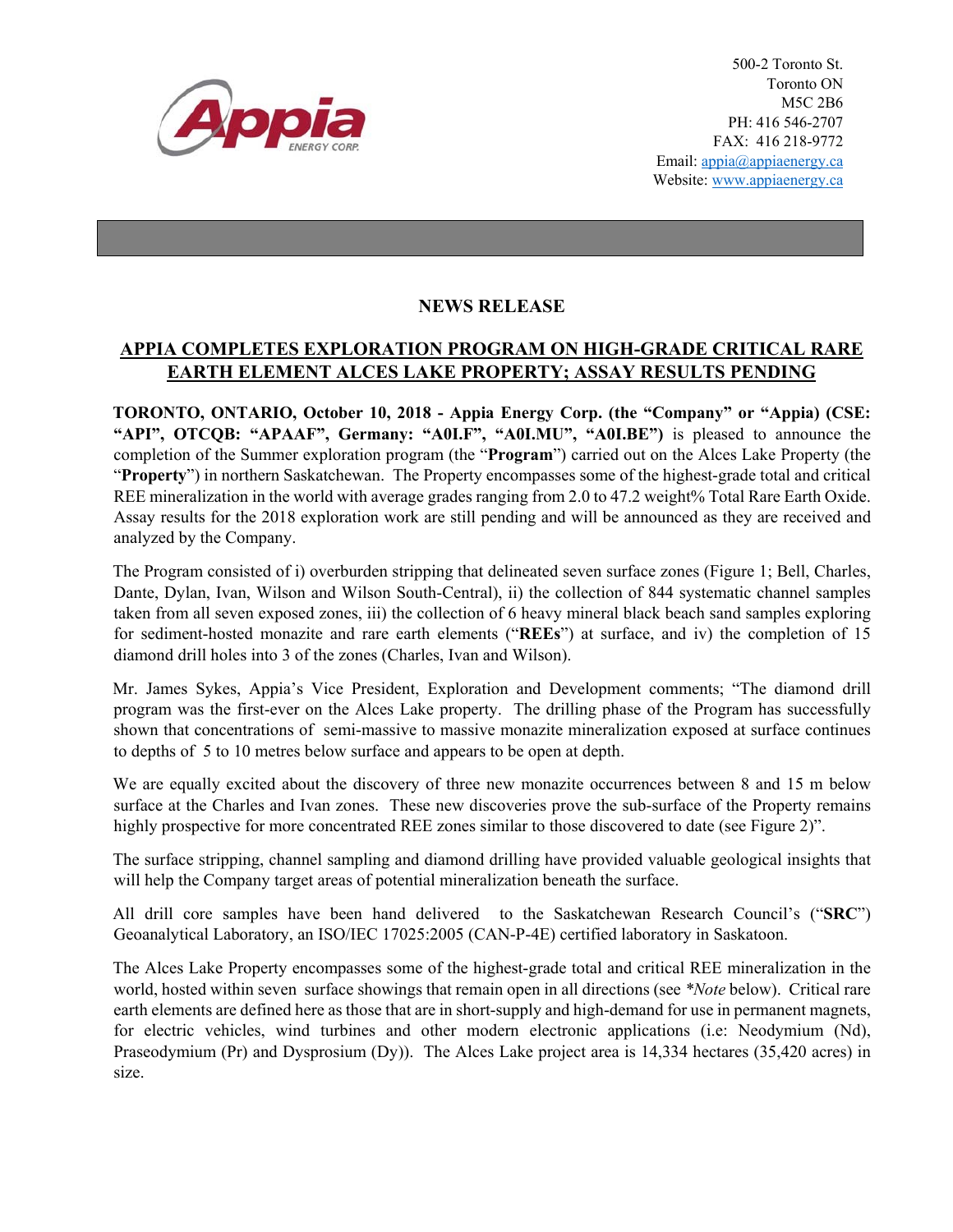500-2 Toronto St.
Toronto ON
M5C 2B6
PH: 416 546-2707
FAX: 416 218-9772
Email: appia@appiaenergy.ca
Website: www.appiaenergy.ca

## NEWS RELEASE

## APPIA COMPLETES EXPLORATION PROGRAM ON HIGH-GRADE CRITICAL RARE EARTH ELEMENT ALCES LAKE PROPERTY; ASSAY RESULTS PENDING

**TORONTO, ONTARIO, October 10, 2018 - Appia Energy Corp. (the "Company" or "Appia) (CSE: "API", OTCQB: "APAAF", Germany: "A0I.F", "A0I.MU", "A0I.BE")** is pleased to announce the completion of the Summer exploration program (the "**Program**") carried out on the Alces Lake Property (the "**Property**") in northern Saskatchewan. The Property encompasses some of the highest-grade total and critical REE mineralization in the world with average grades ranging from 2.0 to 47.2 weight% Total Rare Earth Oxide. Assay results for the 2018 exploration work are still pending and will be announced as they are received and analyzed by the Company.

The Program consisted of i) overburden stripping that delineated seven surface zones (Figure 1; Bell, Charles, Dante, Dylan, Ivan, Wilson and Wilson South-Central), ii) the collection of 844 systematic channel samples taken from all seven exposed zones, iii) the collection of 6 heavy mineral black beach sand samples exploring for sediment-hosted monazite and rare earth elements ("**REEs**") at surface, and iv) the completion of 15 diamond drill holes into 3 of the zones (Charles, Ivan and Wilson).

Mr. James Sykes, Appia's Vice President, Exploration and Development comments; "The diamond drill program was the first-ever on the Alces Lake property. The drilling phase of the Program has successfully shown that concentrations of semi-massive to massive monazite mineralization exposed at surface continues to depths of 5 to 10 metres below surface and appears to be open at depth.

We are equally excited about the discovery of three new monazite occurrences between 8 and 15 m below surface at the Charles and Ivan zones. These new discoveries prove the sub-surface of the Property remains highly prospective for more concentrated REE zones similar to those discovered to date (see Figure 2)".

The surface stripping, channel sampling and diamond drilling have provided valuable geological insights that will help the Company target areas of potential mineralization beneath the surface.

All drill core samples have been hand delivered to the Saskatchewan Research Council's ("**SRC**") Geoanalytical Laboratory, an ISO/IEC 17025:2005 (CAN-P-4E) certified laboratory in Saskatoon.

The Alces Lake Property encompasses some of the highest-grade total and critical REE mineralization in the world, hosted within seven surface showings that remain open in all directions (see *\*Note* below). Critical rare earth elements are defined here as those that are in short-supply and high-demand for use in permanent magnets, for electric vehicles, wind turbines and other modern electronic applications (i.e: Neodymium (Nd), Praseodymium (Pr) and Dysprosium (Dy)). The Alces Lake project area is 14,334 hectares (35,420 acres) in size.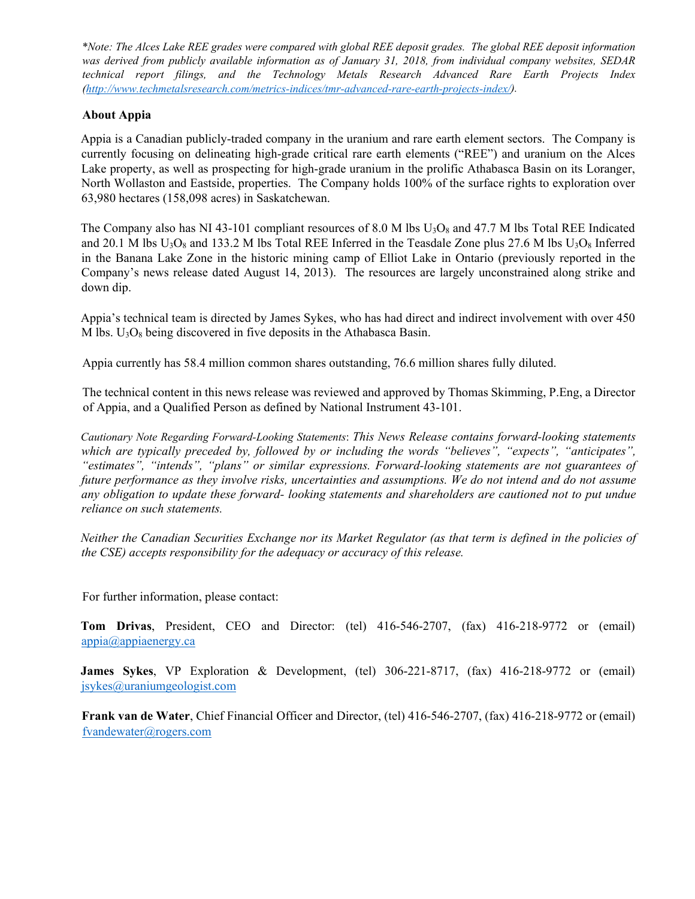*\*Note: The Alces Lake REE grades were compared with global REE deposit grades. The global REE deposit information was derived from publicly available information as of January 31, 2018, from individual company websites, SEDAR technical report filings, and the Technology Metals Research Advanced Rare Earth Projects Index ([http://www.techmetalsresearch.com/metrics-indices/tmr-advanced-rare-earth-projects-index/](http://www.techmetalsresearch.com/metrics-indices/tmr-advanced-rare-earth-projects-index/)).*

## About Appia

Appia is a Canadian publicly-traded company in the uranium and rare earth element sectors. The Company is currently focusing on delineating high-grade critical rare earth elements ("REE") and uranium on the Alces Lake property, as well as prospecting for high-grade uranium in the prolific Athabasca Basin on its Loranger, North Wollaston and Eastside, properties. The Company holds 100% of the surface rights to exploration over 63,980 hectares (158,098 acres) in Saskatchewan.

The Company also has NI 43-101 compliant resources of 8.0 M lbs $U_3O_8$ and 47.7 M lbs Total REE Indicated and 20.1 M lbs $U_3O_8$ and 133.2 M lbs Total REE Inferred in the Teasdale Zone plus 27.6 M lbs $U_3O_8$ Inferred in the Banana Lake Zone in the historic mining camp of Elliot Lake in Ontario (previously reported in the Company's news release dated August 14, 2013). The resources are largely unconstrained along strike and down dip.

Appia's technical team is directed by James Sykes, who has had direct and indirect involvement with over 450 M lbs. $U_3O_8$ being discovered in five deposits in the Athabasca Basin.

Appia currently has 58.4 million common shares outstanding, 76.6 million shares fully diluted.

The technical content in this news release was reviewed and approved by Thomas Skimming, P.Eng, a Director of Appia, and a Qualified Person as defined by National Instrument 43-101.

Cautionary Note Regarding Forward-Looking Statements: *This News Release contains forward-looking statements which are typically preceded by, followed by or including the words "believes", "expects", "anticipates", "estimates", "intends", "plans" or similar expressions. Forward-looking statements are not guarantees of future performance as they involve risks, uncertainties and assumptions. We do not intend and do not assume any obligation to update these forward- looking statements and shareholders are cautioned not to put undue reliance on such statements.*

*Neither the Canadian Securities Exchange nor its Market Regulator (as that term is defined in the policies of the CSE) accepts responsibility for the adequacy or accuracy of this release.*

For further information, please contact:

**Tom Drivas**, President, CEO and Director: (tel) 416-546-2707, (fax) 416-218-9772 or (email) [appia@appiaenergy.ca](mailto:appia@appiaenergy.ca)

**James Sykes**, VP Exploration & Development, (tel) 306-221-8717, (fax) 416-218-9772 or (email) [jsykes@uraniumgeologist.com](mailto:jsykes@uraniumgeologist.com)

**Frank van de Water**, Chief Financial Officer and Director, (tel) 416-546-2707, (fax) 416-218-9772 or (email) [fvandewater@rogers.com](mailto:fvandewater@rogers.com)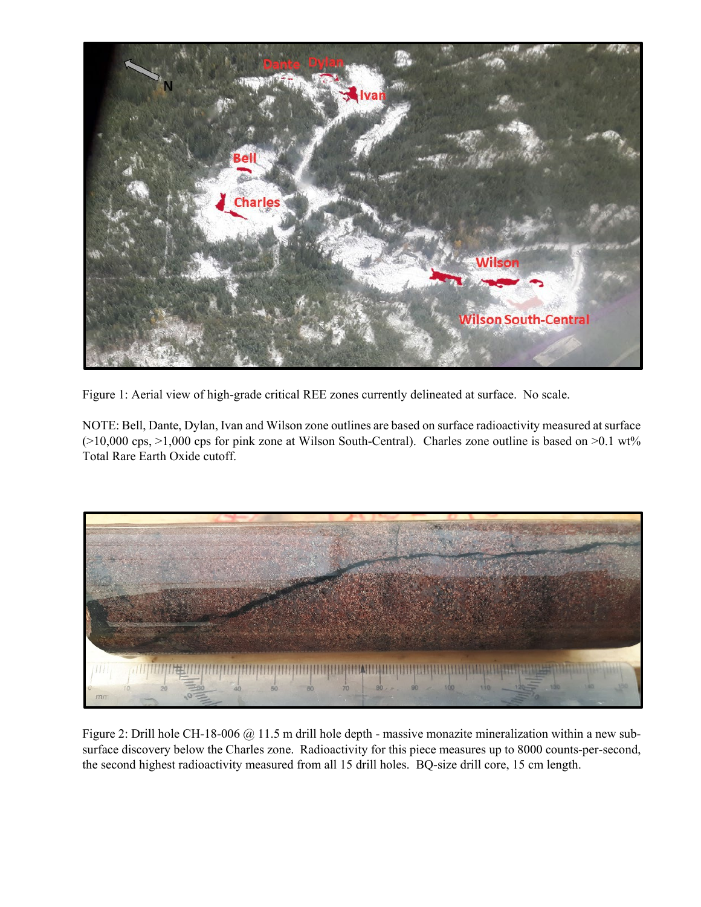Figure 1: Aerial view of high-grade critical REE zones currently delineated at surface. No scale.

NOTE: Bell, Dante, Dylan, Ivan and Wilson zone outlines are based on surface radioactivity measured at surface (>10,000 cps, >1,000 cps for pink zone at Wilson South-Central). Charles zone outline is based on >0.1 wt% Total Rare Earth Oxide cutoff.

Figure 2: Drill hole CH-18-006 @ 11.5 m drill hole depth - massive monazite mineralization within a new sub-surface discovery below the Charles zone. Radioactivity for this piece measures up to 8000 counts-per-second, the second highest radioactivity measured from all 15 drill holes. BQ-size drill core, 15 cm length.